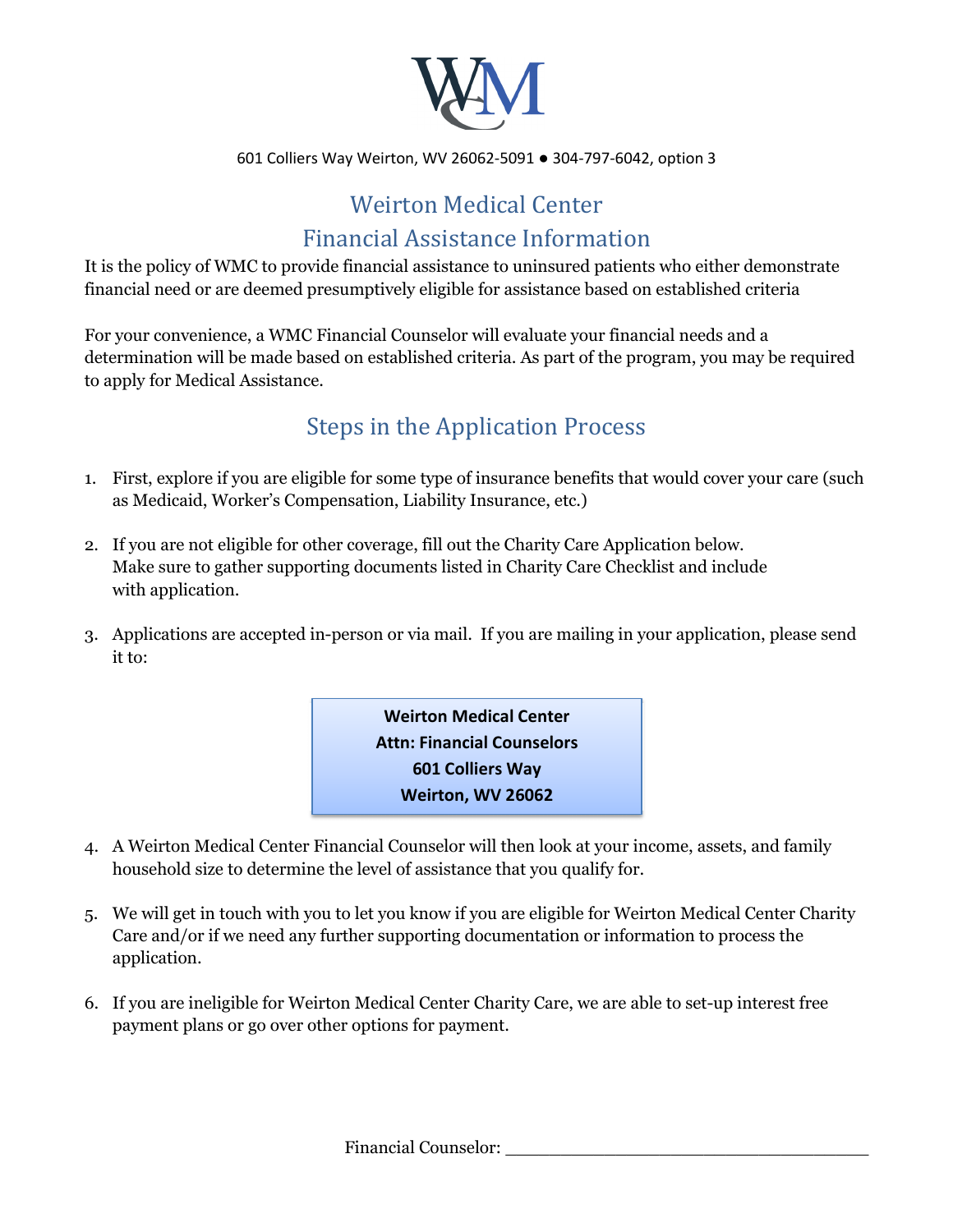601 Colliers Way Weirton, WV 26062-5091 ● 304-797-6042, option 3

# Weirton Medical Center

## Financial Assistance Information

It is the policy of WMC to provide financial assistance to uninsured patients who either demonstrate financial need or are deemed presumptively eligible for assistance based on established criteria

For your convenience, a WMC Financial Counselor will evaluate your financial needs and a determination will be made based on established criteria. As part of the program, you may be required to apply for Medical Assistance.

## Steps in the Application Process

1. First, explore if you are eligible for some type of insurance benefits that would cover your care (such as Medicaid, Worker's Compensation, Liability Insurance, etc.)

2. If you are not eligible for other coverage, fill out the Charity Care Application below. Make sure to gather supporting documents listed in Charity Care Checklist and include with application.

3. Applications are accepted in-person or via mail. If you are mailing in your application, please send it to:

   **Weirton Medical Center**
   **Attn: Financial Counselors**
   **601 Colliers Way**
   **Weirton, WV 26062**

4. A Weirton Medical Center Financial Counselor will then look at your income, assets, and family household size to determine the level of assistance that you qualify for.

5. We will get in touch with you to let you know if you are eligible for Weirton Medical Center Charity Care and/or if we need any further supporting documentation or information to process the application.

6. If you are ineligible for Weirton Medical Center Charity Care, we are able to set-up interest free payment plans or go over other options for payment.

Financial Counselor: ___________________________________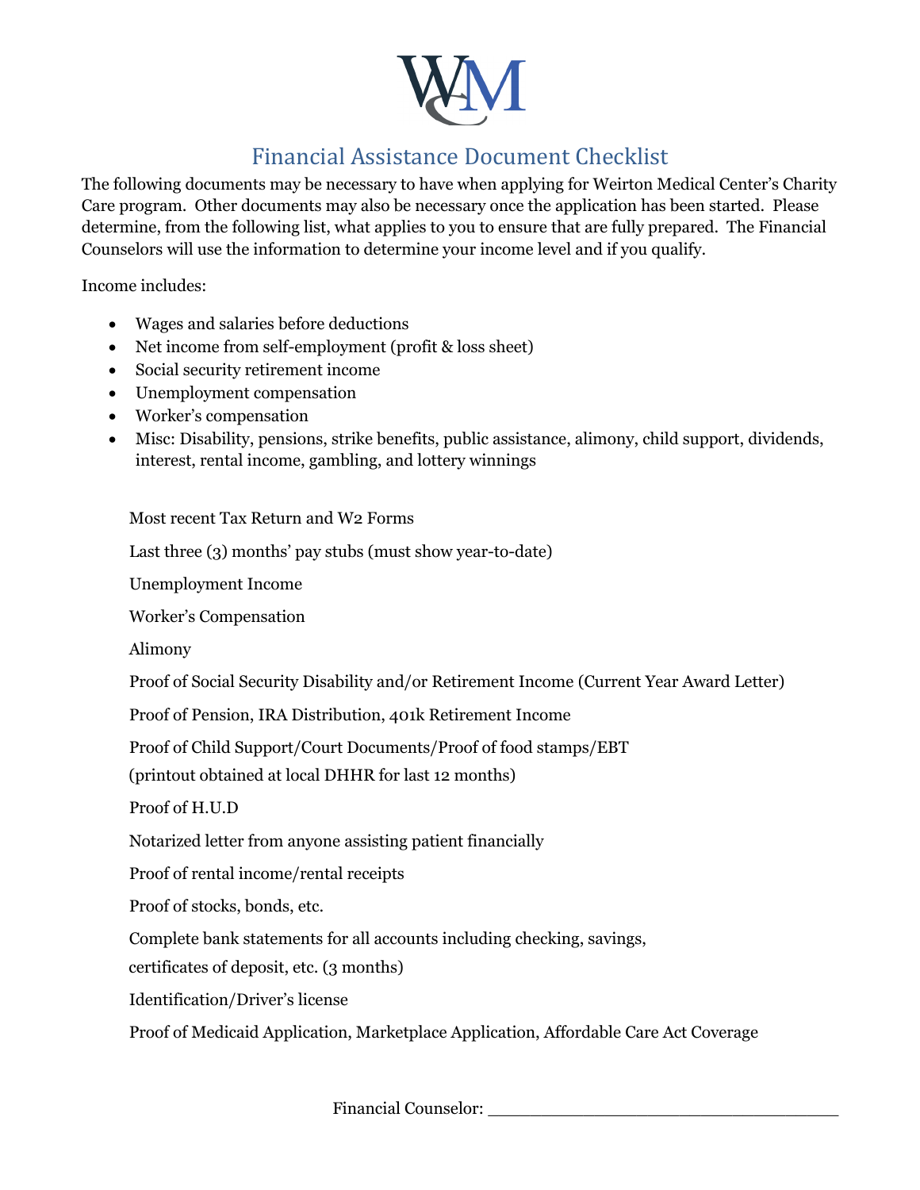# Financial Assistance Document Checklist

The following documents may be necessary to have when applying for Weirton Medical Center's Charity Care program. Other documents may also be necessary once the application has been started. Please determine, from the following list, what applies to you to ensure that are fully prepared. The Financial Counselors will use the information to determine your income level and if you qualify.

Income includes:

- Wages and salaries before deductions
- Net income from self-employment (profit & loss sheet)
- Social security retirement income
- Unemployment compensation
- Worker's compensation
- Misc: Disability, pensions, strike benefits, public assistance, alimony, child support, dividends, interest, rental income, gambling, and lottery winnings

Most recent Tax Return and W2 Forms

Last three (3) months' pay stubs (must show year-to-date)

Unemployment Income

Worker's Compensation

Alimony

Proof of Social Security Disability and/or Retirement Income (Current Year Award Letter)

Proof of Pension, IRA Distribution, 401k Retirement Income

Proof of Child Support/Court Documents/Proof of food stamps/EBT (printout obtained at local DHHR for last 12 months)

Proof of H.U.D

Notarized letter from anyone assisting patient financially

Proof of rental income/rental receipts

Proof of stocks, bonds, etc.

Complete bank statements for all accounts including checking, savings, certificates of deposit, etc. (3 months)

Identification/Driver's license

Proof of Medicaid Application, Marketplace Application, Affordable Care Act Coverage

Financial Counselor: ___________________________________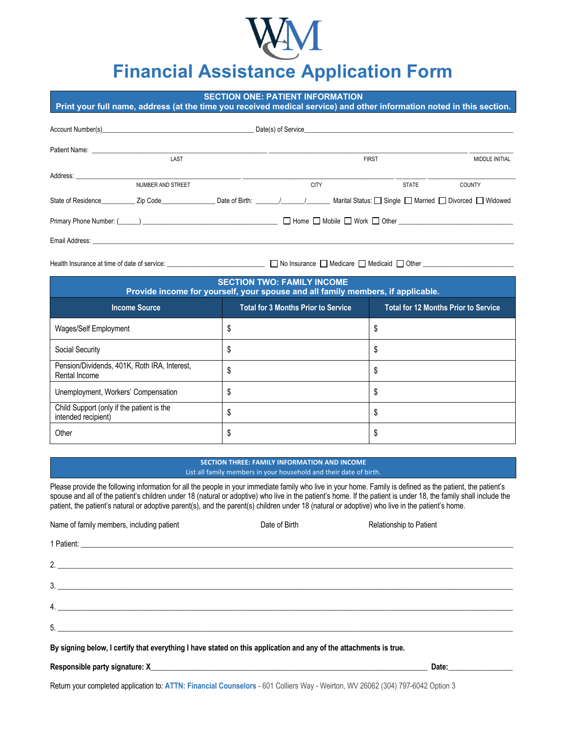WM

# Financial Assistance Application Form

## SECTION ONE: PATIENT INFORMATION

**Print your full name, address (at the time you received medical service) and other information noted in this section.**

Account Number(s)\_\_\_\_\_\_\_\_\_\_\_\_\_\_\_\_\_\_\_\_ Date(s) of Service\_\_\_\_\_\_\_\_\_\_\_\_\_\_\_\_\_\_\_\_

Patient Name: \_\_\_\_\_\_\_\_\_\_\_\_\_\_\_\_\_\_\_\_ \_\_\_\_\_\_\_\_\_\_\_\_\_\_\_\_\_\_\_\_ \_\_\_\_\_\_\_\_\_\_
LAST FIRST MIDDLE INITIAL

Address: \_\_\_\_\_\_\_\_\_\_\_\_\_\_\_\_\_\_\_\_ \_\_\_\_\_\_\_\_\_\_\_\_\_\_\_\_\_\_\_\_ \_\_\_\_\_\_\_\_\_\_ \_\_\_\_\_\_\_\_\_\_
NUMBER AND STREET CITY STATE COUNTY

State of Residence\_\_\_\_\_\_\_\_\_\_ Zip Code\_\_\_\_\_\_\_\_\_\_ Date of Birth: \_\_\_\_\_\_/\_\_\_\_\_\_/\_\_\_\_\_\_ Marital Status: ☐ Single ☐ Married ☐ Divorced ☐ Widowed

Primary Phone Number: (\_\_\_\_\_\_) \_\_\_\_\_\_\_\_\_\_\_\_\_\_\_\_\_\_\_\_ ☐ Home ☐ Mobile ☐ Work ☐ Other \_\_\_\_\_\_\_\_\_\_\_\_\_\_\_\_\_\_\_\_

Email Address: \_\_\_\_\_\_\_\_\_\_\_\_\_\_\_\_\_\_\_\_

Health Insurance at time of date of service: \_\_\_\_\_\_\_\_\_\_\_\_\_\_\_\_\_\_\_\_ ☐ No Insurance ☐ Medicare ☐ Medicaid ☐ Other \_\_\_\_\_\_\_\_\_\_\_\_\_\_\_\_\_\_\_\_

## SECTION TWO: FAMILY INCOME

**Provide income for yourself, your spouse and all family members, if applicable.**

| Income Source | Total for 3 Months Prior to Service | Total for 12 Months Prior to Service |
|---|---|---|
| Wages/Self Employment | $ | $ |
| Social Security | $ | $ |
| Pension/Dividends, 401K, Roth IRA, Interest, Rental Income | $ | $ |
| Unemployment, Workers' Compensation | $ | $ |
| Child Support (only if the patient is the intended recipient) | $ | $ |
| Other | $ | $ |

## SECTION THREE: FAMILY INFORMATION AND INCOME

List all family members in your household and their date of birth.

Please provide the following information for all the people in your immediate family who live in your home. Family is defined as the patient, the patient's spouse and all of the patient's children under 18 (natural or adoptive) who live in the patient's home. If the patient is under 18, the family shall include the patient, the patient's natural or adoptive parent(s), and the parent(s) children under 18 (natural or adoptive) who live in the patient's home.

Name of family members, including patient Date of Birth Relationship to Patient

1 Patient: \_\_\_\_\_\_\_\_\_\_\_\_\_\_\_\_\_\_\_\_

2. \_\_\_\_\_\_\_\_\_\_\_\_\_\_\_\_\_\_\_\_

3. \_\_\_\_\_\_\_\_\_\_\_\_\_\_\_\_\_\_\_\_

4. \_\_\_\_\_\_\_\_\_\_\_\_\_\_\_\_\_\_\_\_

5. \_\_\_\_\_\_\_\_\_\_\_\_\_\_\_\_\_\_\_\_

**By signing below, I certify that everything I have stated on this application and any of the attachments is true.**

**Responsible party signature: X**\_\_\_\_\_\_\_\_\_\_\_\_\_\_\_\_\_\_\_\_ **Date:**\_\_\_\_\_\_\_\_\_\_

Return your completed application to: **ATTN: Financial Counselors** - 601 Colliers Way - Weirton, WV 26062 (304) 797-6042 Option 3